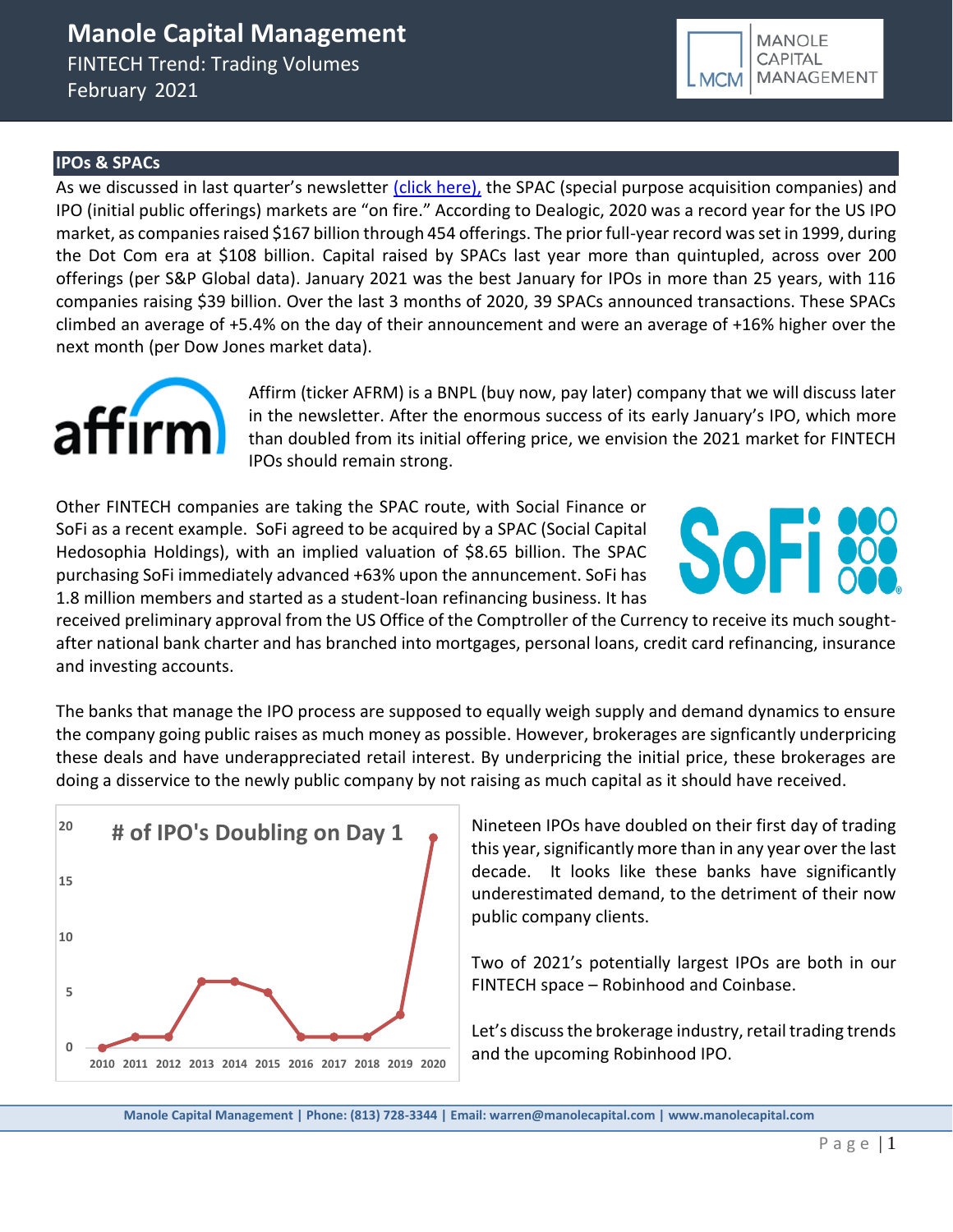# Manole Capital Management

FINTECH Trend: Trading Volumes
February 2021

## IPOs & SPACs

As we discussed in last quarter's newsletter [(click here),](#) the SPAC (special purpose acquisition companies) and IPO (initial public offerings) markets are "on fire." According to Dealogic, 2020 was a record year for the US IPO market, as companies raised $167 billion through 454 offerings. The prior full-year record was set in 1999, during the Dot Com era at $108 billion. Capital raised by SPACs last year more than quintupled, across over 200 offerings (per S&P Global data). January 2021 was the best January for IPOs in more than 25 years, with 116 companies raising $39 billion. Over the last 3 months of 2020, 39 SPACs announced transactions. These SPACs climbed an average of +5.4% on the day of their announcement and were an average of +16% higher over the next month (per Dow Jones market data).

Affirm (ticker AFRM) is a BNPL (buy now, pay later) company that we will discuss later in the newsletter. After the enormous success of its early January's IPO, which more than doubled from its initial offering price, we envision the 2021 market for FINTECH IPOs should remain strong.

Other FINTECH companies are taking the SPAC route, with Social Finance or SoFi as a recent example. SoFi agreed to be acquired by a SPAC (Social Capital Hedosophia Holdings), with an implied valuation of $8.65 billion. The SPAC purchasing SoFi immediately advanced +63% upon the annuncement. SoFi has 1.8 million members and started as a student-loan refinancing business. It has received preliminary approval from the US Office of the Comptroller of the Currency to receive its much sought-after national bank charter and has branched into mortgages, personal loans, credit card refinancing, insurance and investing accounts.

The banks that manage the IPO process are supposed to equally weigh supply and demand dynamics to ensure the company going public raises as much money as possible. However, brokerages are signficantly underpricing these deals and have underappreciated retail interest. By underpricing the initial price, these brokerages are doing a disservice to the newly public company by not raising as much capital as it should have received.

**# of IPO's Doubling on Day 1**

| Year | # of IPO's Doubling on Day 1 |
|---|---|
| 2010 | 0 |
| 2011 | 1 |
| 2012 | 1 |
| 2013 | 6 |
| 2014 | 6 |
| 2015 | 5 |
| 2016 | 1 |
| 2017 | 1 |
| 2018 | 1 |
| 2019 | 3 |
| 2020 | 19 |

Nineteen IPOs have doubled on their first day of trading this year, significantly more than in any year over the last decade. It looks like these banks have significantly underestimated demand, to the detriment of their now public company clients.

Two of 2021's potentially largest IPOs are both in our FINTECH space – Robinhood and Coinbase.

Let's discuss the brokerage industry, retail trading trends and the upcoming Robinhood IPO.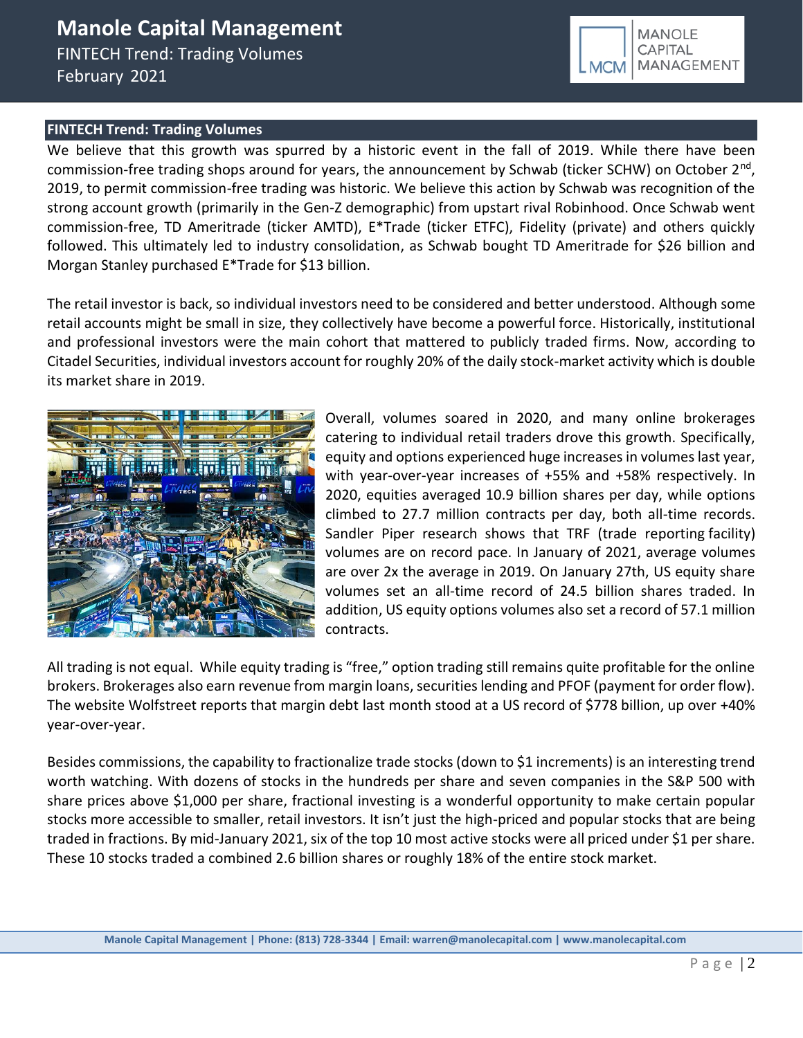## FINTECH Trend: Trading Volumes

We believe that this growth was spurred by a historic event in the fall of 2019. While there have been commission-free trading shops around for years, the announcement by Schwab (ticker SCHW) on October 2nd, 2019, to permit commission-free trading was historic. We believe this action by Schwab was recognition of the strong account growth (primarily in the Gen-Z demographic) from upstart rival Robinhood. Once Schwab went commission-free, TD Ameritrade (ticker AMTD), E*Trade (ticker ETFC), Fidelity (private) and others quickly followed. This ultimately led to industry consolidation, as Schwab bought TD Ameritrade for $26 billion and Morgan Stanley purchased E*Trade for $13 billion.

The retail investor is back, so individual investors need to be considered and better understood. Although some retail accounts might be small in size, they collectively have become a powerful force. Historically, institutional and professional investors were the main cohort that mattered to publicly traded firms. Now, according to Citadel Securities, individual investors account for roughly 20% of the daily stock-market activity which is double its market share in 2019.

Overall, volumes soared in 2020, and many online brokerages catering to individual retail traders drove this growth. Specifically, equity and options experienced huge increases in volumes last year, with year-over-year increases of +55% and +58% respectively. In 2020, equities averaged 10.9 billion shares per day, while options climbed to 27.7 million contracts per day, both all-time records. Sandler Piper research shows that TRF (trade reporting facility) volumes are on record pace. In January of 2021, average volumes are over 2x the average in 2019. On January 27th, US equity share volumes set an all-time record of 24.5 billion shares traded. In addition, US equity options volumes also set a record of 57.1 million contracts.

All trading is not equal. While equity trading is "free," option trading still remains quite profitable for the online brokers. Brokerages also earn revenue from margin loans, securities lending and PFOF (payment for order flow). The website Wolfstreet reports that margin debt last month stood at a US record of $778 billion, up over +40% year-over-year.

Besides commissions, the capability to fractionalize trade stocks (down to $1 increments) is an interesting trend worth watching. With dozens of stocks in the hundreds per share and seven companies in the S&P 500 with share prices above $1,000 per share, fractional investing is a wonderful opportunity to make certain popular stocks more accessible to smaller, retail investors. It isn't just the high-priced and popular stocks that are being traded in fractions. By mid-January 2021, six of the top 10 most active stocks were all priced under $1 per share. These 10 stocks traded a combined 2.6 billion shares or roughly 18% of the entire stock market.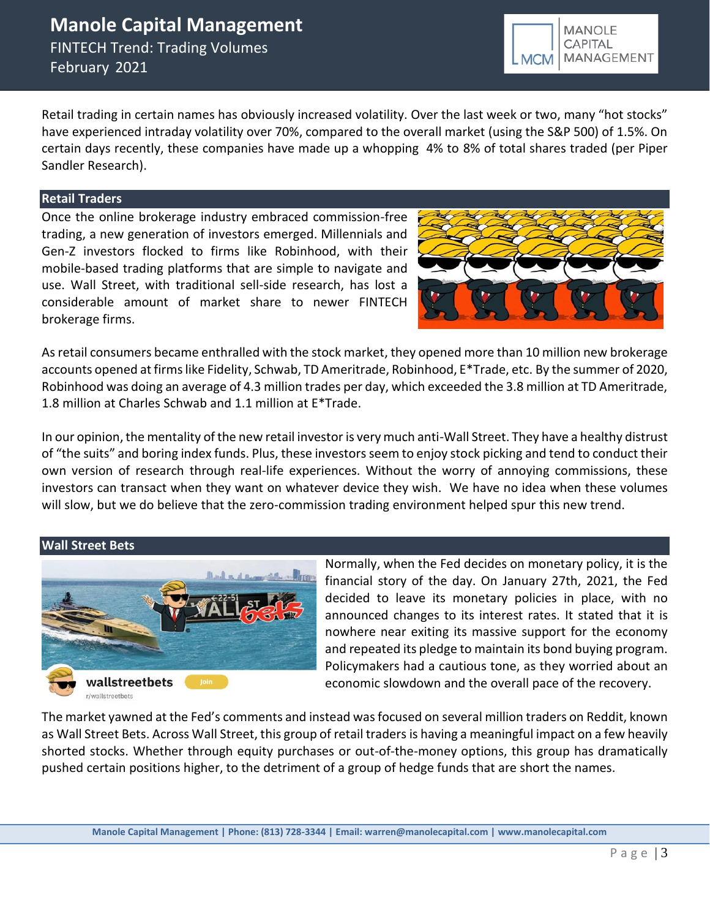Retail trading in certain names has obviously increased volatility. Over the last week or two, many "hot stocks" have experienced intraday volatility over 70%, compared to the overall market (using the S&P 500) of 1.5%. On certain days recently, these companies have made up a whopping 4% to 8% of total shares traded (per Piper Sandler Research).

## Retail Traders

Once the online brokerage industry embraced commission-free trading, a new generation of investors emerged. Millennials and Gen-Z investors flocked to firms like Robinhood, with their mobile-based trading platforms that are simple to navigate and use. Wall Street, with traditional sell-side research, has lost a considerable amount of market share to newer FINTECH brokerage firms.

As retail consumers became enthralled with the stock market, they opened more than 10 million new brokerage accounts opened at firms like Fidelity, Schwab, TD Ameritrade, Robinhood, E*Trade, etc. By the summer of 2020, Robinhood was doing an average of 4.3 million trades per day, which exceeded the 3.8 million at TD Ameritrade, 1.8 million at Charles Schwab and 1.1 million at E*Trade.

In our opinion, the mentality of the new retail investor is very much anti-Wall Street. They have a healthy distrust of "the suits" and boring index funds. Plus, these investors seem to enjoy stock picking and tend to conduct their own version of research through real-life experiences. Without the worry of annoying commissions, these investors can transact when they want on whatever device they wish. We have no idea when these volumes will slow, but we do believe that the zero-commission trading environment helped spur this new trend.

## Wall Street Bets

Normally, when the Fed decides on monetary policy, it is the financial story of the day. On January 27th, 2021, the Fed decided to leave its monetary policies in place, with no announced changes to its interest rates. It stated that it is nowhere near exiting its massive support for the economy and repeated its pledge to maintain its bond buying program. Policymakers had a cautious tone, as they worried about an economic slowdown and the overall pace of the recovery.

The market yawned at the Fed's comments and instead was focused on several million traders on Reddit, known as Wall Street Bets. Across Wall Street, this group of retail traders is having a meaningful impact on a few heavily shorted stocks. Whether through equity purchases or out-of-the-money options, this group has dramatically pushed certain positions higher, to the detriment of a group of hedge funds that are short the names.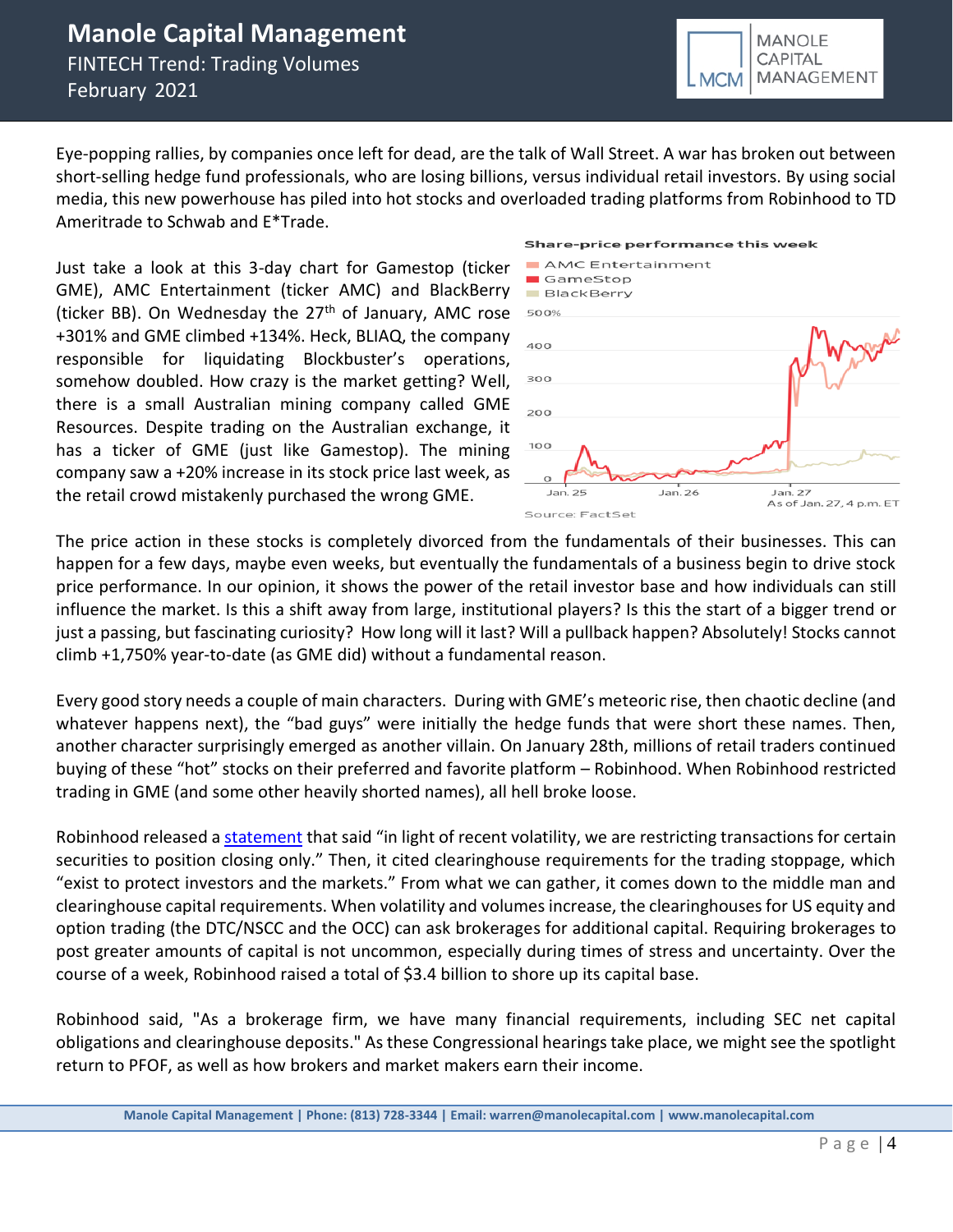Eye-popping rallies, by companies once left for dead, are the talk of Wall Street. A war has broken out between short-selling hedge fund professionals, who are losing billions, versus individual retail investors. By using social media, this new powerhouse has piled into hot stocks and overloaded trading platforms from Robinhood to TD Ameritrade to Schwab and E*Trade.

Just take a look at this 3-day chart for Gamestop (ticker GME), AMC Entertainment (ticker AMC) and BlackBerry (ticker BB). On Wednesday the 27th of January, AMC rose +301% and GME climbed +134%. Heck, BLIAQ, the company responsible for liquidating Blockbuster's operations, somehow doubled. How crazy is the market getting? Well, there is a small Australian mining company called GME Resources. Despite trading on the Australian exchange, it has a ticker of GME (just like Gamestop). The mining company saw a +20% increase in its stock price last week, as the retail crowd mistakenly purchased the wrong GME.

Share-price performance this week

Source: FactSet

The price action in these stocks is completely divorced from the fundamentals of their businesses. This can happen for a few days, maybe even weeks, but eventually the fundamentals of a business begin to drive stock price performance. In our opinion, it shows the power of the retail investor base and how individuals can still influence the market. Is this a shift away from large, institutional players? Is this the start of a bigger trend or just a passing, but fascinating curiosity? How long will it last? Will a pullback happen? Absolutely! Stocks cannot climb +1,750% year-to-date (as GME did) without a fundamental reason.

Every good story needs a couple of main characters. During with GME's meteoric rise, then chaotic decline (and whatever happens next), the "bad guys" were initially the hedge funds that were short these names. Then, another character surprisingly emerged as another villain. On January 28th, millions of retail traders continued buying of these "hot" stocks on their preferred and favorite platform – Robinhood. When Robinhood restricted trading in GME (and some other heavily shorted names), all hell broke loose.

Robinhood released a statement that said "in light of recent volatility, we are restricting transactions for certain securities to position closing only." Then, it cited clearinghouse requirements for the trading stoppage, which "exist to protect investors and the markets." From what we can gather, it comes down to the middle man and clearinghouse capital requirements. When volatility and volumes increase, the clearinghouses for US equity and option trading (the DTC/NSCC and the OCC) can ask brokerages for additional capital. Requiring brokerages to post greater amounts of capital is not uncommon, especially during times of stress and uncertainty. Over the course of a week, Robinhood raised a total of $3.4 billion to shore up its capital base.

Robinhood said, "As a brokerage firm, we have many financial requirements, including SEC net capital obligations and clearinghouse deposits." As these Congressional hearings take place, we might see the spotlight return to PFOF, as well as how brokers and market makers earn their income.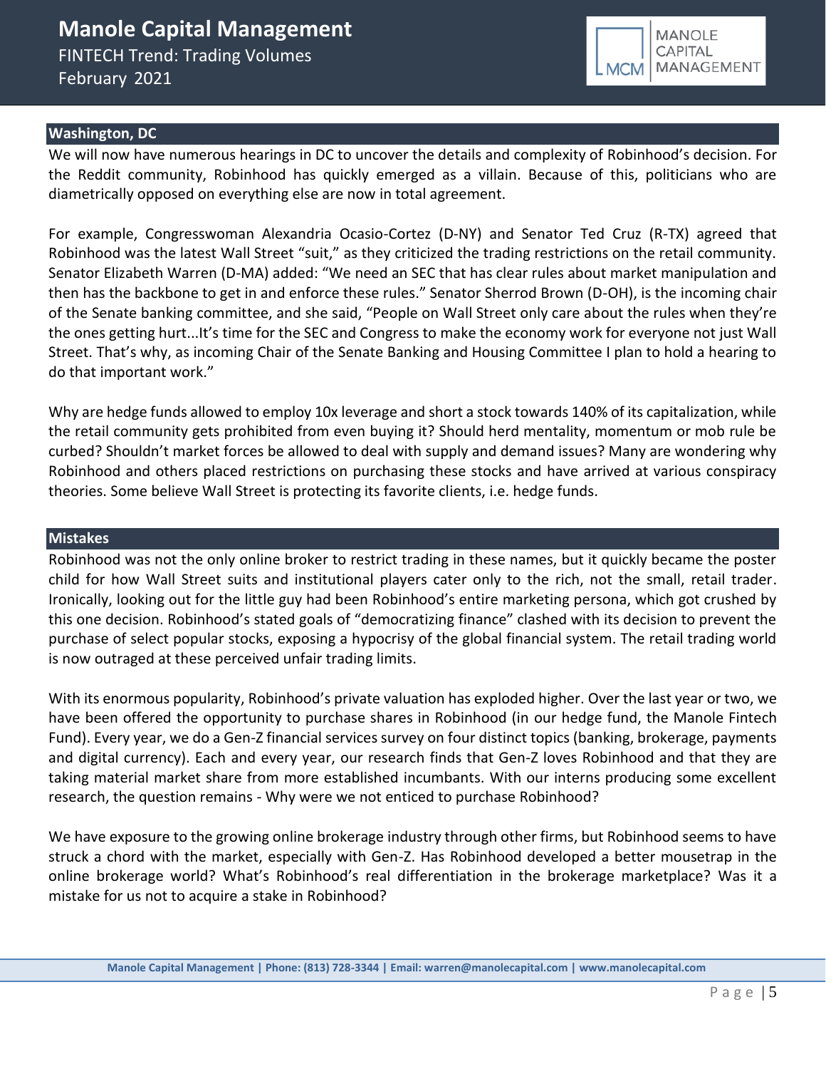## Washington, DC

We will now have numerous hearings in DC to uncover the details and complexity of Robinhood's decision. For the Reddit community, Robinhood has quickly emerged as a villain. Because of this, politicians who are diametrically opposed on everything else are now in total agreement.

For example, Congresswoman Alexandria Ocasio-Cortez (D-NY) and Senator Ted Cruz (R-TX) agreed that Robinhood was the latest Wall Street "suit," as they criticized the trading restrictions on the retail community. Senator Elizabeth Warren (D-MA) added: "We need an SEC that has clear rules about market manipulation and then has the backbone to get in and enforce these rules." Senator Sherrod Brown (D-OH), is the incoming chair of the Senate banking committee, and she said, "People on Wall Street only care about the rules when they're the ones getting hurt...It's time for the SEC and Congress to make the economy work for everyone not just Wall Street. That's why, as incoming Chair of the Senate Banking and Housing Committee I plan to hold a hearing to do that important work."

Why are hedge funds allowed to employ 10x leverage and short a stock towards 140% of its capitalization, while the retail community gets prohibited from even buying it? Should herd mentality, momentum or mob rule be curbed? Shouldn't market forces be allowed to deal with supply and demand issues? Many are wondering why Robinhood and others placed restrictions on purchasing these stocks and have arrived at various conspiracy theories. Some believe Wall Street is protecting its favorite clients, i.e. hedge funds.

## Mistakes

Robinhood was not the only online broker to restrict trading in these names, but it quickly became the poster child for how Wall Street suits and institutional players cater only to the rich, not the small, retail trader. Ironically, looking out for the little guy had been Robinhood's entire marketing persona, which got crushed by this one decision. Robinhood's stated goals of "democratizing finance" clashed with its decision to prevent the purchase of select popular stocks, exposing a hypocrisy of the global financial system. The retail trading world is now outraged at these perceived unfair trading limits.

With its enormous popularity, Robinhood's private valuation has exploded higher. Over the last year or two, we have been offered the opportunity to purchase shares in Robinhood (in our hedge fund, the Manole Fintech Fund). Every year, we do a Gen-Z financial services survey on four distinct topics (banking, brokerage, payments and digital currency). Each and every year, our research finds that Gen-Z loves Robinhood and that they are taking material market share from more established incumbants. With our interns producing some excellent research, the question remains - Why were we not enticed to purchase Robinhood?

We have exposure to the growing online brokerage industry through other firms, but Robinhood seems to have struck a chord with the market, especially with Gen-Z. Has Robinhood developed a better mousetrap in the online brokerage world? What's Robinhood's real differentiation in the brokerage marketplace? Was it a mistake for us not to acquire a stake in Robinhood?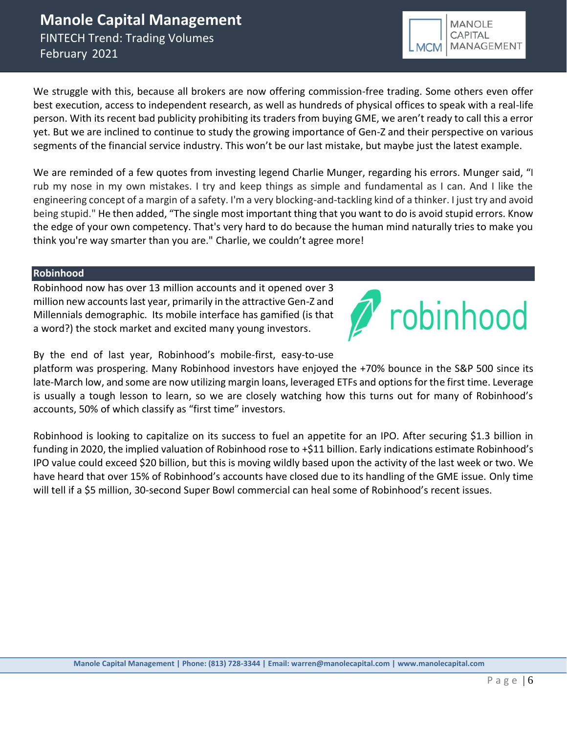We struggle with this, because all brokers are now offering commission-free trading. Some others even offer best execution, access to independent research, as well as hundreds of physical offices to speak with a real-life person. With its recent bad publicity prohibiting its traders from buying GME, we aren't ready to call this a error yet. But we are inclined to continue to study the growing importance of Gen-Z and their perspective on various segments of the financial service industry. This won't be our last mistake, but maybe just the latest example.

We are reminded of a few quotes from investing legend Charlie Munger, regarding his errors. Munger said, "I rub my nose in my own mistakes. I try and keep things as simple and fundamental as I can. And I like the engineering concept of a margin of a safety. I'm a very blocking-and-tackling kind of a thinker. I just try and avoid being stupid." He then added, "The single most important thing that you want to do is avoid stupid errors. Know the edge of your own competency. That's very hard to do because the human mind naturally tries to make you think you're way smarter than you are." Charlie, we couldn't agree more!

## Robinhood

Robinhood now has over 13 million accounts and it opened over 3 million new accounts last year, primarily in the attractive Gen-Z and Millennials demographic. Its mobile interface has gamified (is that a word?) the stock market and excited many young investors.

By the end of last year, Robinhood's mobile-first, easy-to-use platform was prospering. Many Robinhood investors have enjoyed the +70% bounce in the S&P 500 since its late-March low, and some are now utilizing margin loans, leveraged ETFs and options for the first time. Leverage is usually a tough lesson to learn, so we are closely watching how this turns out for many of Robinhood's accounts, 50% of which classify as "first time" investors.

Robinhood is looking to capitalize on its success to fuel an appetite for an IPO. After securing $1.3 billion in funding in 2020, the implied valuation of Robinhood rose to +$11 billion. Early indications estimate Robinhood's IPO value could exceed $20 billion, but this is moving wildly based upon the activity of the last week or two. We have heard that over 15% of Robinhood's accounts have closed due to its handling of the GME issue. Only time will tell if a $5 million, 30-second Super Bowl commercial can heal some of Robinhood's recent issues.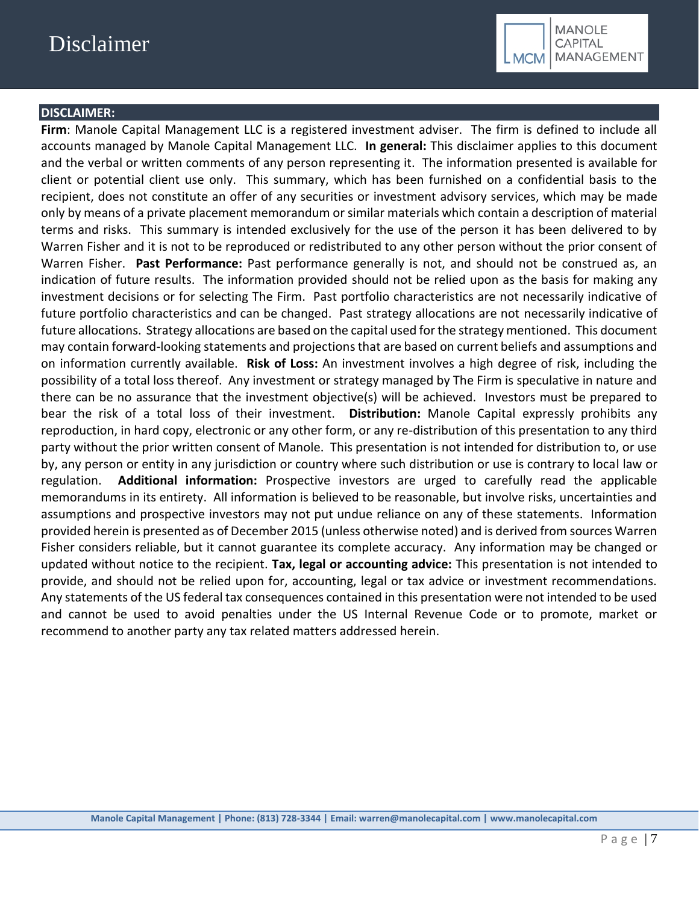# Disclaimer

## DISCLAIMER:

**Firm**: Manole Capital Management LLC is a registered investment adviser. The firm is defined to include all accounts managed by Manole Capital Management LLC. **In general:** This disclaimer applies to this document and the verbal or written comments of any person representing it. The information presented is available for client or potential client use only. This summary, which has been furnished on a confidential basis to the recipient, does not constitute an offer of any securities or investment advisory services, which may be made only by means of a private placement memorandum or similar materials which contain a description of material terms and risks. This summary is intended exclusively for the use of the person it has been delivered to by Warren Fisher and it is not to be reproduced or redistributed to any other person without the prior consent of Warren Fisher. **Past Performance:** Past performance generally is not, and should not be construed as, an indication of future results. The information provided should not be relied upon as the basis for making any investment decisions or for selecting The Firm. Past portfolio characteristics are not necessarily indicative of future portfolio characteristics and can be changed. Past strategy allocations are not necessarily indicative of future allocations. Strategy allocations are based on the capital used for the strategy mentioned. This document may contain forward-looking statements and projections that are based on current beliefs and assumptions and on information currently available. **Risk of Loss:** An investment involves a high degree of risk, including the possibility of a total loss thereof. Any investment or strategy managed by The Firm is speculative in nature and there can be no assurance that the investment objective(s) will be achieved. Investors must be prepared to bear the risk of a total loss of their investment. **Distribution:** Manole Capital expressly prohibits any reproduction, in hard copy, electronic or any other form, or any re-distribution of this presentation to any third party without the prior written consent of Manole. This presentation is not intended for distribution to, or use by, any person or entity in any jurisdiction or country where such distribution or use is contrary to local law or regulation. **Additional information:** Prospective investors are urged to carefully read the applicable memorandums in its entirety. All information is believed to be reasonable, but involve risks, uncertainties and assumptions and prospective investors may not put undue reliance on any of these statements. Information provided herein is presented as of December 2015 (unless otherwise noted) and is derived from sources Warren Fisher considers reliable, but it cannot guarantee its complete accuracy. Any information may be changed or updated without notice to the recipient. **Tax, legal or accounting advice:** This presentation is not intended to provide, and should not be relied upon for, accounting, legal or tax advice or investment recommendations. Any statements of the US federal tax consequences contained in this presentation were not intended to be used and cannot be used to avoid penalties under the US Internal Revenue Code or to promote, market or recommend to another party any tax related matters addressed herein.